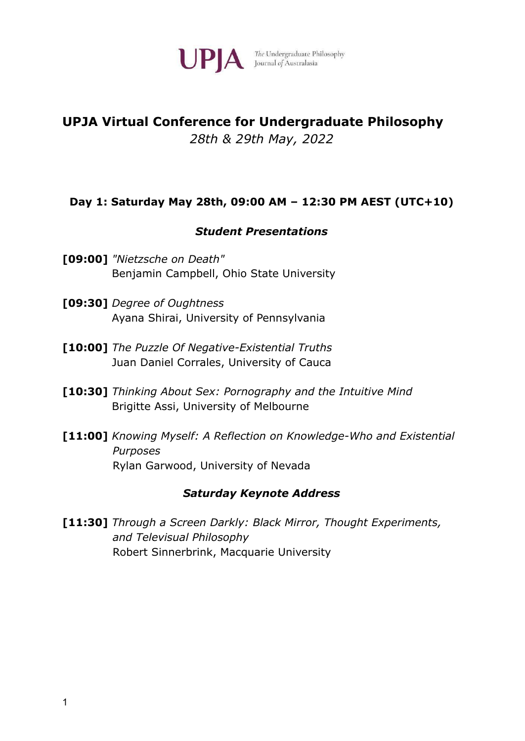UPJA *The* Undergraduate Philosophy Journal *of* Australasia

# UPJA Virtual Conference for Undergraduate Philosophy

*28th & 29th May, 2022*

## Day 1: Saturday May 28th, 09:00 AM – 12:30 PM AEST (UTC+10)

### *Student Presentations*

**[09:00]** *"Nietzsche on Death"*
Benjamin Campbell, Ohio State University

**[09:30]** *Degree of Oughtness*
Ayana Shirai, University of Pennsylvania

**[10:00]** *The Puzzle Of Negative-Existential Truths*
Juan Daniel Corrales, University of Cauca

**[10:30]** *Thinking About Sex: Pornography and the Intuitive Mind*
Brigitte Assi, University of Melbourne

**[11:00]** *Knowing Myself: A Reflection on Knowledge-Who and Existential Purposes*
Rylan Garwood, University of Nevada

### *Saturday Keynote Address*

**[11:30]** *Through a Screen Darkly: Black Mirror, Thought Experiments, and Televisual Philosophy*
Robert Sinnerbrink, Macquarie University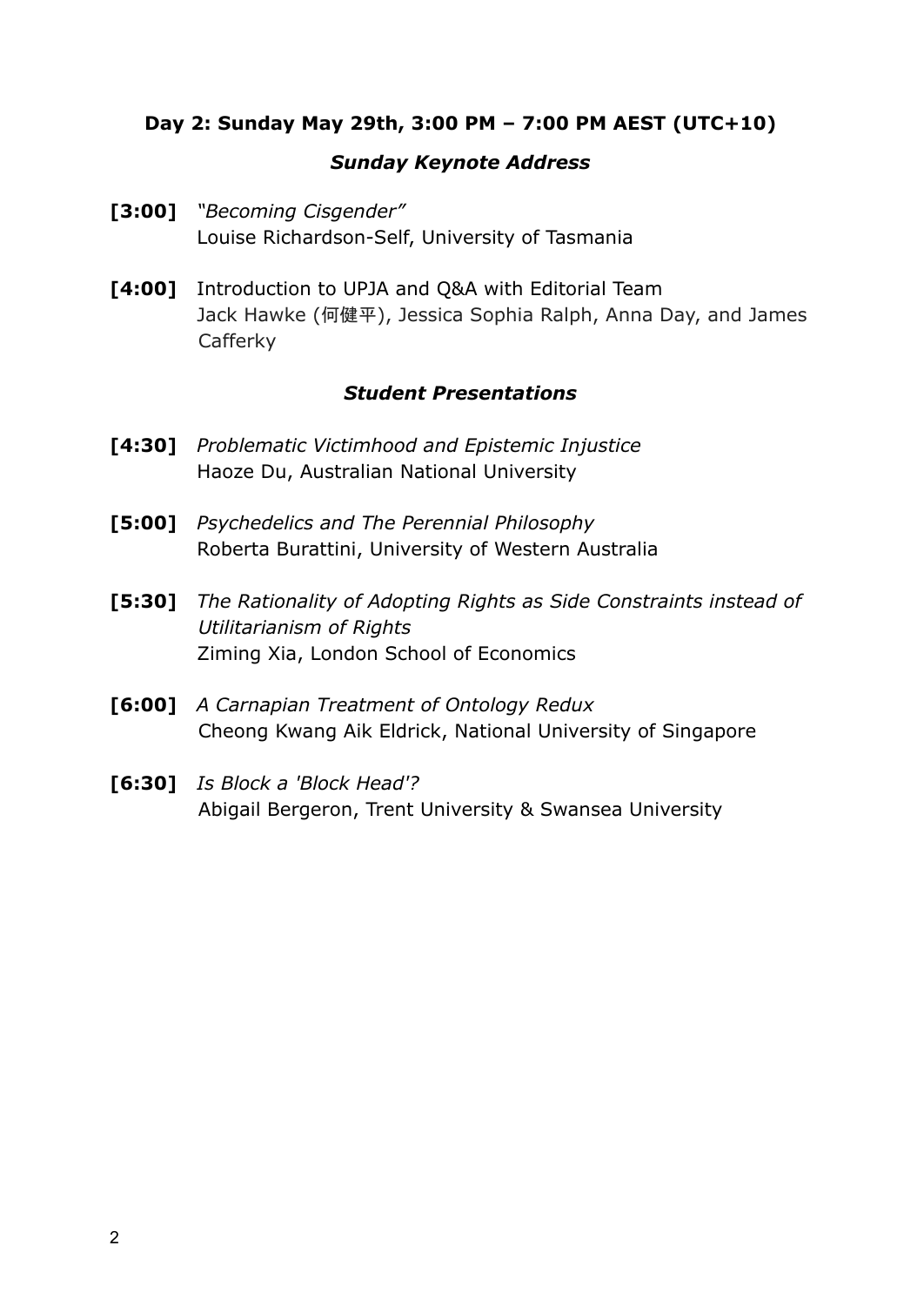## Day 2: Sunday May 29th, 3:00 PM – 7:00 PM AEST (UTC+10)

### *Sunday Keynote Address*

**[3:00]** *"Becoming Cisgender"*
Louise Richardson-Self, University of Tasmania

**[4:00]** Introduction to UPJA and Q&A with Editorial Team
Jack Hawke (何健平), Jessica Sophia Ralph, Anna Day, and James Cafferky

### *Student Presentations*

**[4:30]** *Problematic Victimhood and Epistemic Injustice*
Haoze Du, Australian National University

**[5:00]** *Psychedelics and The Perennial Philosophy*
Roberta Burattini, University of Western Australia

**[5:30]** *The Rationality of Adopting Rights as Side Constraints instead of Utilitarianism of Rights*
Ziming Xia, London School of Economics

**[6:00]** *A Carnapian Treatment of Ontology Redux*
Cheong Kwang Aik Eldrick, National University of Singapore

**[6:30]** *Is Block a 'Block Head'?*
Abigail Bergeron, Trent University & Swansea University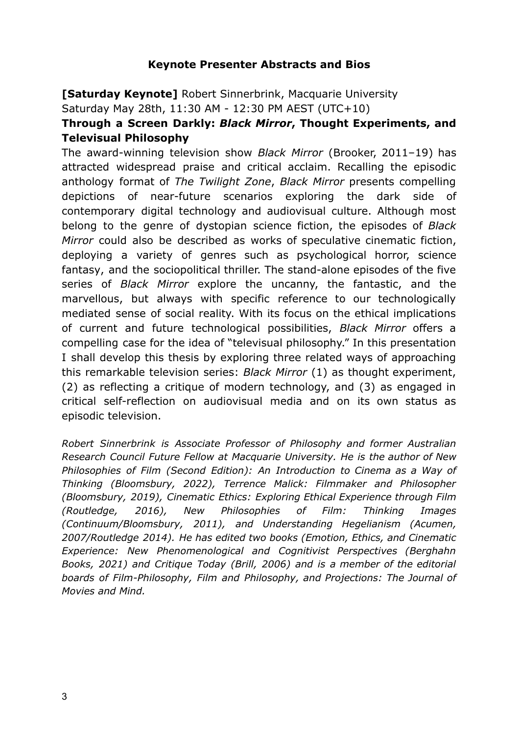## Keynote Presenter Abstracts and Bios

**[Saturday Keynote]** Robert Sinnerbrink, Macquarie University
Saturday May 28th, 11:30 AM - 12:30 PM AEST (UTC+10)

**Through a Screen Darkly: *Black Mirror*, Thought Experiments, and Televisual Philosophy**

The award-winning television show *Black Mirror* (Brooker, 2011–19) has attracted widespread praise and critical acclaim. Recalling the episodic anthology format of *The Twilight Zone*, *Black Mirror* presents compelling depictions of near-future scenarios exploring the dark side of contemporary digital technology and audiovisual culture. Although most belong to the genre of dystopian science fiction, the episodes of *Black Mirror* could also be described as works of speculative cinematic fiction, deploying a variety of genres such as psychological horror, science fantasy, and the sociopolitical thriller. The stand-alone episodes of the five series of *Black Mirror* explore the uncanny, the fantastic, and the marvellous, but always with specific reference to our technologically mediated sense of social reality. With its focus on the ethical implications of current and future technological possibilities, *Black Mirror* offers a compelling case for the idea of "televisual philosophy." In this presentation I shall develop this thesis by exploring three related ways of approaching this remarkable television series: *Black Mirror* (1) as thought experiment, (2) as reflecting a critique of modern technology, and (3) as engaged in critical self-reflection on audiovisual media and on its own status as episodic television.

*Robert Sinnerbrink is Associate Professor of Philosophy and former Australian Research Council Future Fellow at Macquarie University. He is the author of New Philosophies of Film (Second Edition): An Introduction to Cinema as a Way of Thinking (Bloomsbury, 2022), Terrence Malick: Filmmaker and Philosopher (Bloomsbury, 2019), Cinematic Ethics: Exploring Ethical Experience through Film (Routledge, 2016), New Philosophies of Film: Thinking Images (Continuum/Bloomsbury, 2011), and Understanding Hegelianism (Acumen, 2007/Routledge 2014). He has edited two books (Emotion, Ethics, and Cinematic Experience: New Phenomenological and Cognitivist Perspectives (Berghahn Books, 2021) and Critique Today (Brill, 2006) and is a member of the editorial boards of Film-Philosophy, Film and Philosophy, and Projections: The Journal of Movies and Mind.*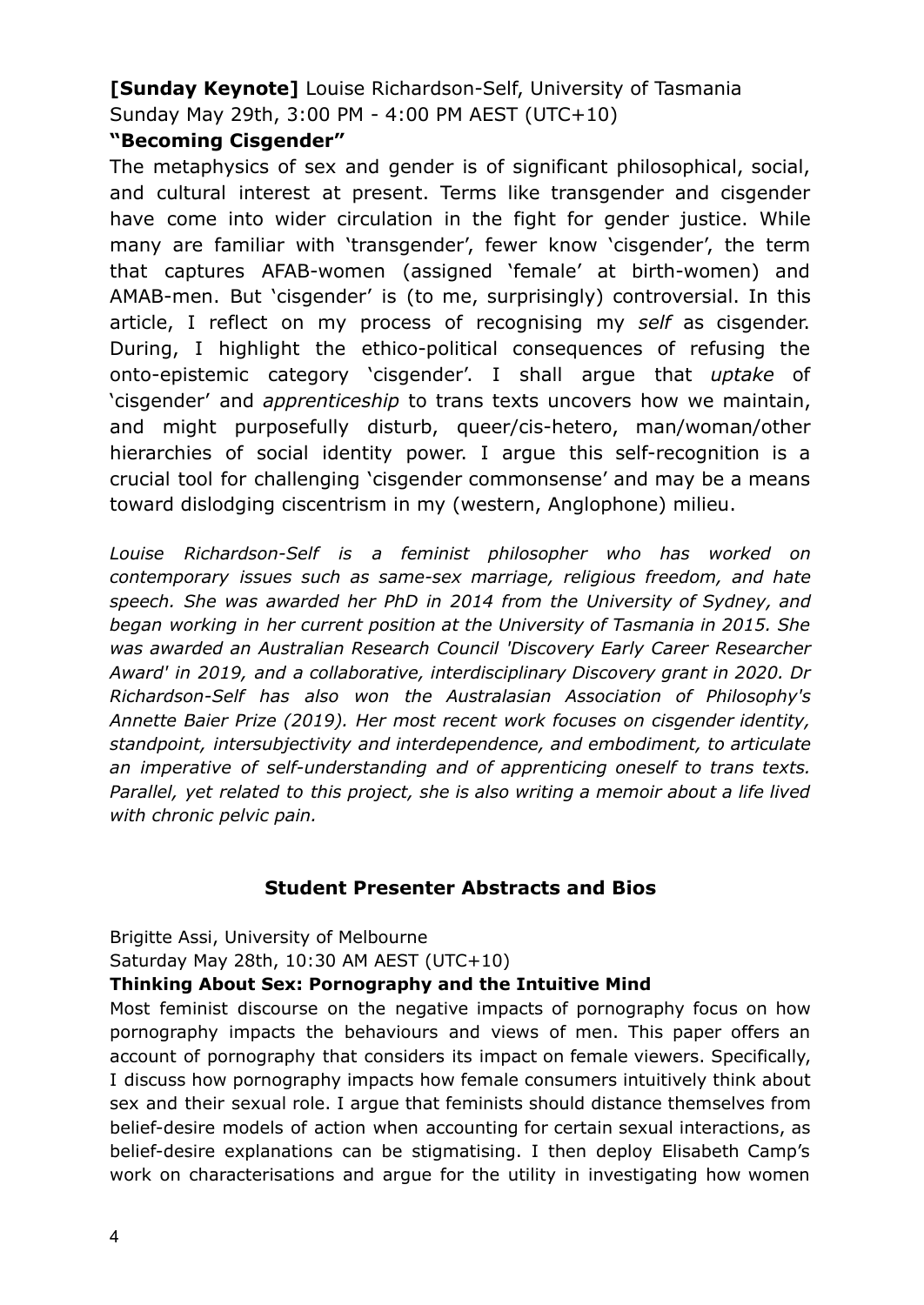**[Sunday Keynote]** Louise Richardson-Self, University of Tasmania
Sunday May 29th, 3:00 PM - 4:00 PM AEST (UTC+10)

**"Becoming Cisgender"**

The metaphysics of sex and gender is of significant philosophical, social, and cultural interest at present. Terms like transgender and cisgender have come into wider circulation in the fight for gender justice. While many are familiar with 'transgender', fewer know 'cisgender', the term that captures AFAB-women (assigned 'female' at birth-women) and AMAB-men. But 'cisgender' is (to me, surprisingly) controversial. In this article, I reflect on my process of recognising my *self* as cisgender. During, I highlight the ethico-political consequences of refusing the onto-epistemic category 'cisgender'. I shall argue that *uptake* of 'cisgender' and *apprenticeship* to trans texts uncovers how we maintain, and might purposefully disturb, queer/cis-hetero, man/woman/other hierarchies of social identity power. I argue this self-recognition is a crucial tool for challenging 'cisgender commonsense' and may be a means toward dislodging ciscentrism in my (western, Anglophone) milieu.

*Louise Richardson-Self is a feminist philosopher who has worked on contemporary issues such as same-sex marriage, religious freedom, and hate speech. She was awarded her PhD in 2014 from the University of Sydney, and began working in her current position at the University of Tasmania in 2015. She was awarded an Australian Research Council 'Discovery Early Career Researcher Award' in 2019, and a collaborative, interdisciplinary Discovery grant in 2020. Dr Richardson-Self has also won the Australasian Association of Philosophy's Annette Baier Prize (2019). Her most recent work focuses on cisgender identity, standpoint, intersubjectivity and interdependence, and embodiment, to articulate an imperative of self-understanding and of apprenticing oneself to trans texts. Parallel, yet related to this project, she is also writing a memoir about a life lived with chronic pelvic pain.*

## Student Presenter Abstracts and Bios

Brigitte Assi, University of Melbourne
Saturday May 28th, 10:30 AM AEST (UTC+10)

**Thinking About Sex: Pornography and the Intuitive Mind**

Most feminist discourse on the negative impacts of pornography focus on how pornography impacts the behaviours and views of men. This paper offers an account of pornography that considers its impact on female viewers. Specifically, I discuss how pornography impacts how female consumers intuitively think about sex and their sexual role. I argue that feminists should distance themselves from belief-desire models of action when accounting for certain sexual interactions, as belief-desire explanations can be stigmatising. I then deploy Elisabeth Camp's work on characterisations and argue for the utility in investigating how women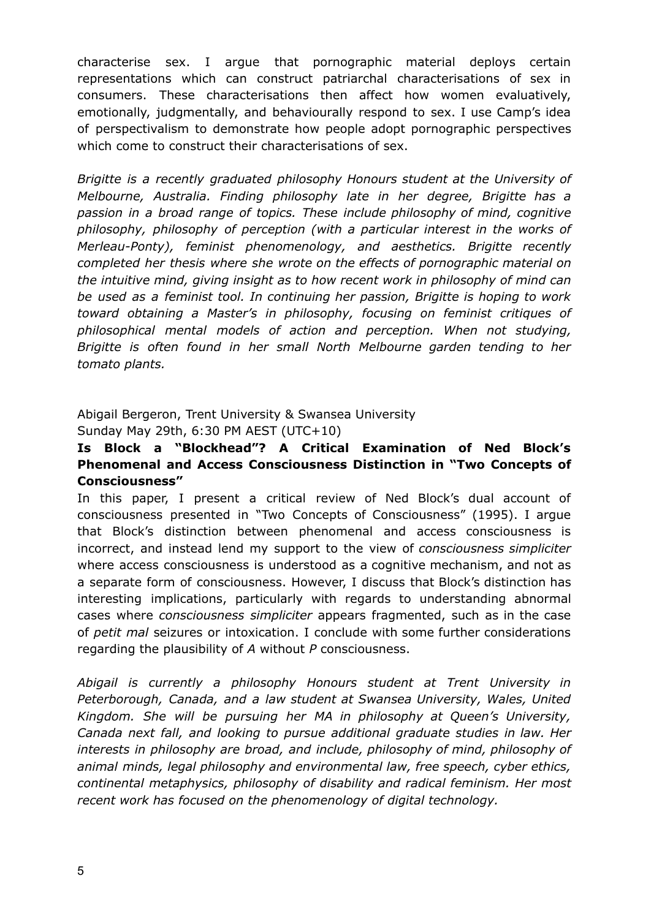characterise sex. I argue that pornographic material deploys certain representations which can construct patriarchal characterisations of sex in consumers. These characterisations then affect how women evaluatively, emotionally, judgmentally, and behaviourally respond to sex. I use Camp's idea of perspectivalism to demonstrate how people adopt pornographic perspectives which come to construct their characterisations of sex.

*Brigitte is a recently graduated philosophy Honours student at the University of Melbourne, Australia. Finding philosophy late in her degree, Brigitte has a passion in a broad range of topics. These include philosophy of mind, cognitive philosophy, philosophy of perception (with a particular interest in the works of Merleau-Ponty), feminist phenomenology, and aesthetics. Brigitte recently completed her thesis where she wrote on the effects of pornographic material on the intuitive mind, giving insight as to how recent work in philosophy of mind can be used as a feminist tool. In continuing her passion, Brigitte is hoping to work toward obtaining a Master's in philosophy, focusing on feminist critiques of philosophical mental models of action and perception. When not studying, Brigitte is often found in her small North Melbourne garden tending to her tomato plants.*

Abigail Bergeron, Trent University & Swansea University
Sunday May 29th, 6:30 PM AEST (UTC+10)

**Is Block a "Blockhead"? A Critical Examination of Ned Block's Phenomenal and Access Consciousness Distinction in "Two Concepts of Consciousness"**

In this paper, I present a critical review of Ned Block's dual account of consciousness presented in "Two Concepts of Consciousness" (1995). I argue that Block's distinction between phenomenal and access consciousness is incorrect, and instead lend my support to the view of *consciousness simpliciter* where access consciousness is understood as a cognitive mechanism, and not as a separate form of consciousness. However, I discuss that Block's distinction has interesting implications, particularly with regards to understanding abnormal cases where *consciousness simpliciter* appears fragmented, such as in the case of *petit mal* seizures or intoxication. I conclude with some further considerations regarding the plausibility of *A* without *P* consciousness.

*Abigail is currently a philosophy Honours student at Trent University in Peterborough, Canada, and a law student at Swansea University, Wales, United Kingdom. She will be pursuing her MA in philosophy at Queen's University, Canada next fall, and looking to pursue additional graduate studies in law. Her interests in philosophy are broad, and include, philosophy of mind, philosophy of animal minds, legal philosophy and environmental law, free speech, cyber ethics, continental metaphysics, philosophy of disability and radical feminism. Her most recent work has focused on the phenomenology of digital technology.*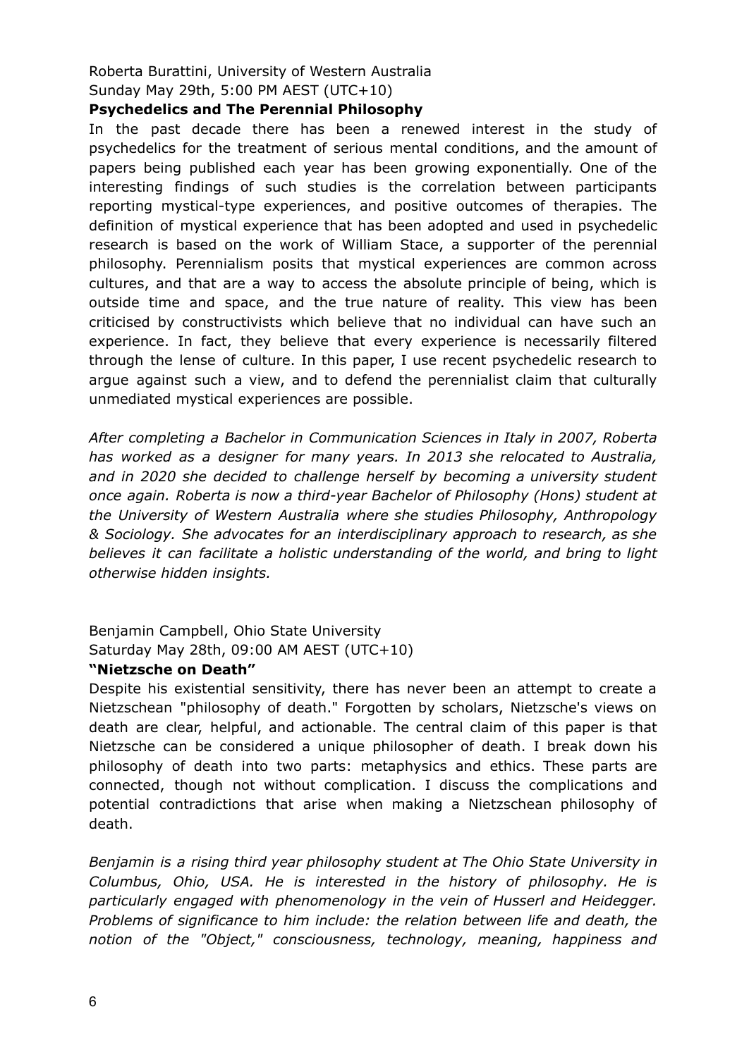Roberta Burattini, University of Western Australia
Sunday May 29th, 5:00 PM AEST (UTC+10)

**Psychedelics and The Perennial Philosophy**

In the past decade there has been a renewed interest in the study of psychedelics for the treatment of serious mental conditions, and the amount of papers being published each year has been growing exponentially. One of the interesting findings of such studies is the correlation between participants reporting mystical-type experiences, and positive outcomes of therapies. The definition of mystical experience that has been adopted and used in psychedelic research is based on the work of William Stace, a supporter of the perennial philosophy. Perennialism posits that mystical experiences are common across cultures, and that are a way to access the absolute principle of being, which is outside time and space, and the true nature of reality. This view has been criticised by constructivists which believe that no individual can have such an experience. In fact, they believe that every experience is necessarily filtered through the lense of culture. In this paper, I use recent psychedelic research to argue against such a view, and to defend the perennialist claim that culturally unmediated mystical experiences are possible.

*After completing a Bachelor in Communication Sciences in Italy in 2007, Roberta has worked as a designer for many years. In 2013 she relocated to Australia, and in 2020 she decided to challenge herself by becoming a university student once again. Roberta is now a third-year Bachelor of Philosophy (Hons) student at the University of Western Australia where she studies Philosophy, Anthropology & Sociology. She advocates for an interdisciplinary approach to research, as she believes it can facilitate a holistic understanding of the world, and bring to light otherwise hidden insights.*

Benjamin Campbell, Ohio State University
Saturday May 28th, 09:00 AM AEST (UTC+10)

**"Nietzsche on Death"**

Despite his existential sensitivity, there has never been an attempt to create a Nietzschean "philosophy of death." Forgotten by scholars, Nietzsche's views on death are clear, helpful, and actionable. The central claim of this paper is that Nietzsche can be considered a unique philosopher of death. I break down his philosophy of death into two parts: metaphysics and ethics. These parts are connected, though not without complication. I discuss the complications and potential contradictions that arise when making a Nietzschean philosophy of death.

*Benjamin is a rising third year philosophy student at The Ohio State University in Columbus, Ohio, USA. He is interested in the history of philosophy. He is particularly engaged with phenomenology in the vein of Husserl and Heidegger. Problems of significance to him include: the relation between life and death, the notion of the "Object," consciousness, technology, meaning, happiness and*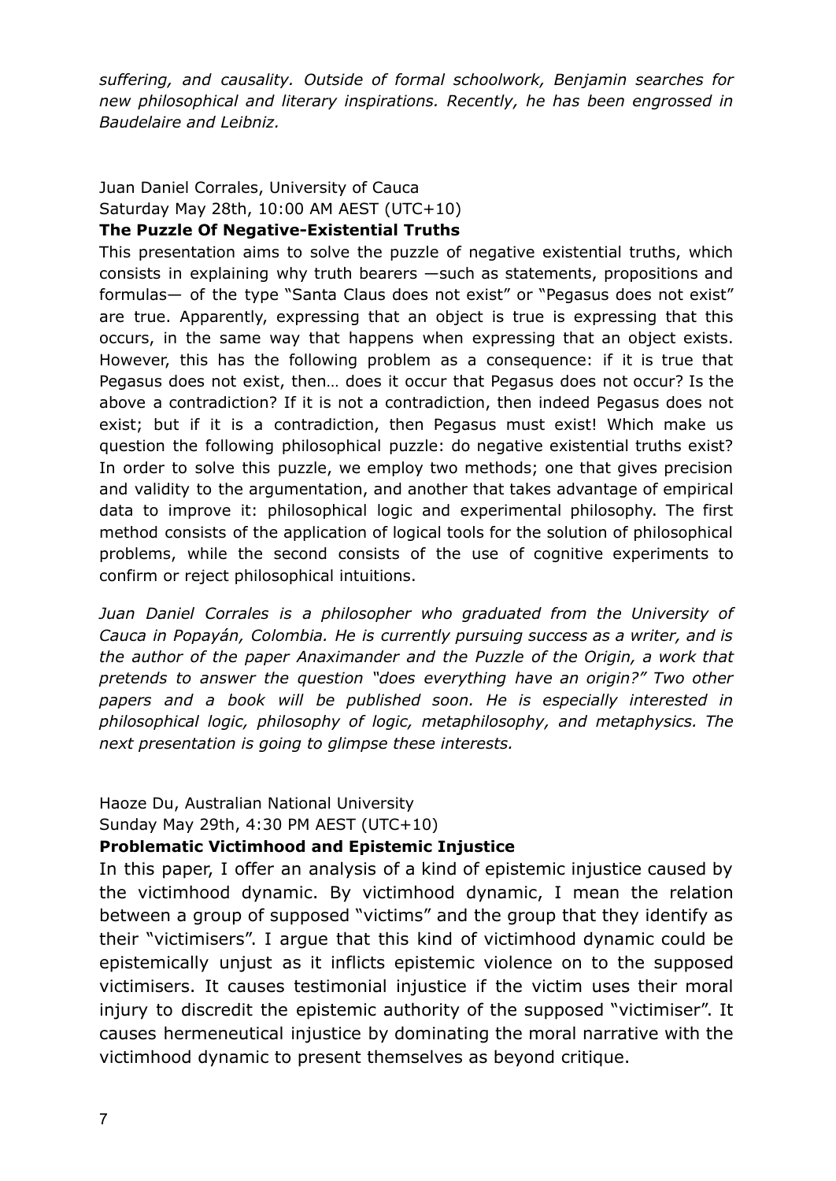*suffering, and causality. Outside of formal schoolwork, Benjamin searches for new philosophical and literary inspirations. Recently, he has been engrossed in Baudelaire and Leibniz.*

Juan Daniel Corrales, University of Cauca
Saturday May 28th, 10:00 AM AEST (UTC+10)

**The Puzzle Of Negative-Existential Truths**

This presentation aims to solve the puzzle of negative existential truths, which consists in explaining why truth bearers —such as statements, propositions and formulas— of the type "Santa Claus does not exist" or "Pegasus does not exist" are true. Apparently, expressing that an object is true is expressing that this occurs, in the same way that happens when expressing that an object exists. However, this has the following problem as a consequence: if it is true that Pegasus does not exist, then… does it occur that Pegasus does not occur? Is the above a contradiction? If it is not a contradiction, then indeed Pegasus does not exist; but if it is a contradiction, then Pegasus must exist! Which make us question the following philosophical puzzle: do negative existential truths exist? In order to solve this puzzle, we employ two methods; one that gives precision and validity to the argumentation, and another that takes advantage of empirical data to improve it: philosophical logic and experimental philosophy. The first method consists of the application of logical tools for the solution of philosophical problems, while the second consists of the use of cognitive experiments to confirm or reject philosophical intuitions.

*Juan Daniel Corrales is a philosopher who graduated from the University of Cauca in Popayán, Colombia. He is currently pursuing success as a writer, and is the author of the paper Anaximander and the Puzzle of the Origin, a work that pretends to answer the question "does everything have an origin?" Two other papers and a book will be published soon. He is especially interested in philosophical logic, philosophy of logic, metaphilosophy, and metaphysics. The next presentation is going to glimpse these interests.*

Haoze Du, Australian National University
Sunday May 29th, 4:30 PM AEST (UTC+10)

**Problematic Victimhood and Epistemic Injustice**

In this paper, I offer an analysis of a kind of epistemic injustice caused by the victimhood dynamic. By victimhood dynamic, I mean the relation between a group of supposed "victims" and the group that they identify as their "victimisers". I argue that this kind of victimhood dynamic could be epistemically unjust as it inflicts epistemic violence on to the supposed victimisers. It causes testimonial injustice if the victim uses their moral injury to discredit the epistemic authority of the supposed "victimiser". It causes hermeneutical injustice by dominating the moral narrative with the victimhood dynamic to present themselves as beyond critique.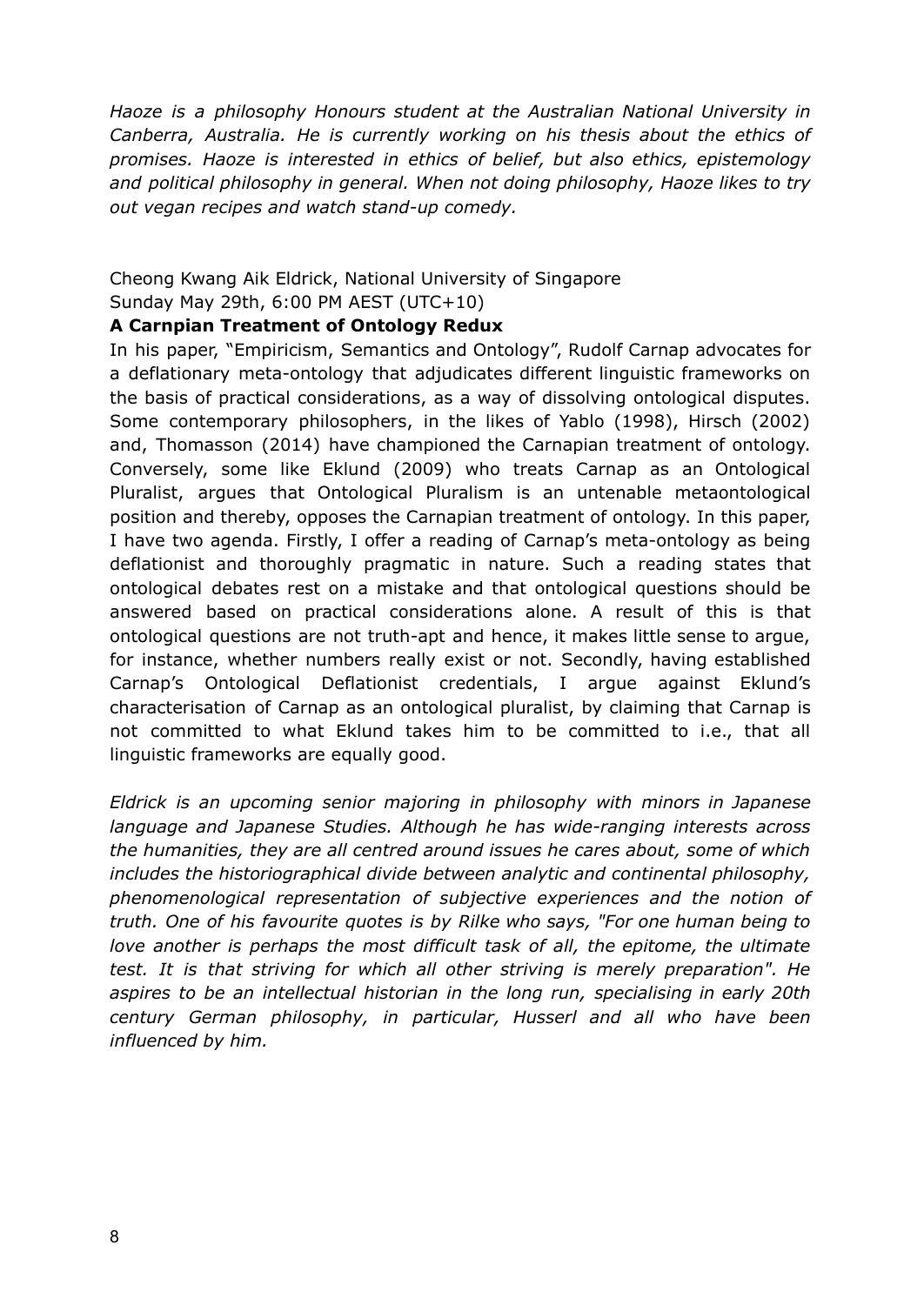*Haoze is a philosophy Honours student at the Australian National University in Canberra, Australia. He is currently working on his thesis about the ethics of promises. Haoze is interested in ethics of belief, but also ethics, epistemology and political philosophy in general. When not doing philosophy, Haoze likes to try out vegan recipes and watch stand-up comedy.*

Cheong Kwang Aik Eldrick, National University of Singapore
Sunday May 29th, 6:00 PM AEST (UTC+10)

**A Carnpian Treatment of Ontology Redux**

In his paper, "Empiricism, Semantics and Ontology", Rudolf Carnap advocates for a deflationary meta-ontology that adjudicates different linguistic frameworks on the basis of practical considerations, as a way of dissolving ontological disputes. Some contemporary philosophers, in the likes of Yablo (1998), Hirsch (2002) and, Thomasson (2014) have championed the Carnapian treatment of ontology. Conversely, some like Eklund (2009) who treats Carnap as an Ontological Pluralist, argues that Ontological Pluralism is an untenable metaontological position and thereby, opposes the Carnapian treatment of ontology. In this paper, I have two agenda. Firstly, I offer a reading of Carnap's meta-ontology as being deflationist and thoroughly pragmatic in nature. Such a reading states that ontological debates rest on a mistake and that ontological questions should be answered based on practical considerations alone. A result of this is that ontological questions are not truth-apt and hence, it makes little sense to argue, for instance, whether numbers really exist or not. Secondly, having established Carnap's Ontological Deflationist credentials, I argue against Eklund's characterisation of Carnap as an ontological pluralist, by claiming that Carnap is not committed to what Eklund takes him to be committed to i.e., that all linguistic frameworks are equally good.

*Eldrick is an upcoming senior majoring in philosophy with minors in Japanese language and Japanese Studies. Although he has wide-ranging interests across the humanities, they are all centred around issues he cares about, some of which includes the historiographical divide between analytic and continental philosophy, phenomenological representation of subjective experiences and the notion of truth. One of his favourite quotes is by Rilke who says, "For one human being to love another is perhaps the most difficult task of all, the epitome, the ultimate test. It is that striving for which all other striving is merely preparation". He aspires to be an intellectual historian in the long run, specialising in early 20th century German philosophy, in particular, Husserl and all who have been influenced by him.*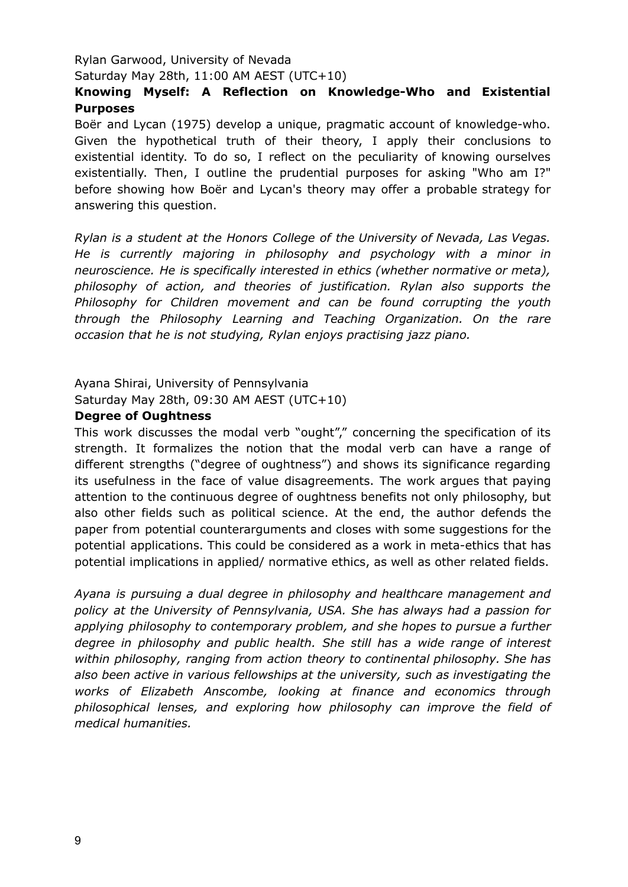Rylan Garwood, University of Nevada

Saturday May 28th, 11:00 AM AEST (UTC+10)

**Knowing Myself: A Reflection on Knowledge-Who and Existential Purposes**

Boër and Lycan (1975) develop a unique, pragmatic account of knowledge-who. Given the hypothetical truth of their theory, I apply their conclusions to existential identity. To do so, I reflect on the peculiarity of knowing ourselves existentially. Then, I outline the prudential purposes for asking "Who am I?" before showing how Boër and Lycan's theory may offer a probable strategy for answering this question.

*Rylan is a student at the Honors College of the University of Nevada, Las Vegas. He is currently majoring in philosophy and psychology with a minor in neuroscience. He is specifically interested in ethics (whether normative or meta), philosophy of action, and theories of justification. Rylan also supports the Philosophy for Children movement and can be found corrupting the youth through the Philosophy Learning and Teaching Organization. On the rare occasion that he is not studying, Rylan enjoys practising jazz piano.*

Ayana Shirai, University of Pennsylvania

Saturday May 28th, 09:30 AM AEST (UTC+10)

**Degree of Oughtness**

This work discusses the modal verb "ought"," concerning the specification of its strength. It formalizes the notion that the modal verb can have a range of different strengths ("degree of oughtness") and shows its significance regarding its usefulness in the face of value disagreements. The work argues that paying attention to the continuous degree of oughtness benefits not only philosophy, but also other fields such as political science. At the end, the author defends the paper from potential counterarguments and closes with some suggestions for the potential applications. This could be considered as a work in meta-ethics that has potential implications in applied/ normative ethics, as well as other related fields.

*Ayana is pursuing a dual degree in philosophy and healthcare management and policy at the University of Pennsylvania, USA. She has always had a passion for applying philosophy to contemporary problem, and she hopes to pursue a further degree in philosophy and public health. She still has a wide range of interest within philosophy, ranging from action theory to continental philosophy. She has also been active in various fellowships at the university, such as investigating the works of Elizabeth Anscombe, looking at finance and economics through philosophical lenses, and exploring how philosophy can improve the field of medical humanities.*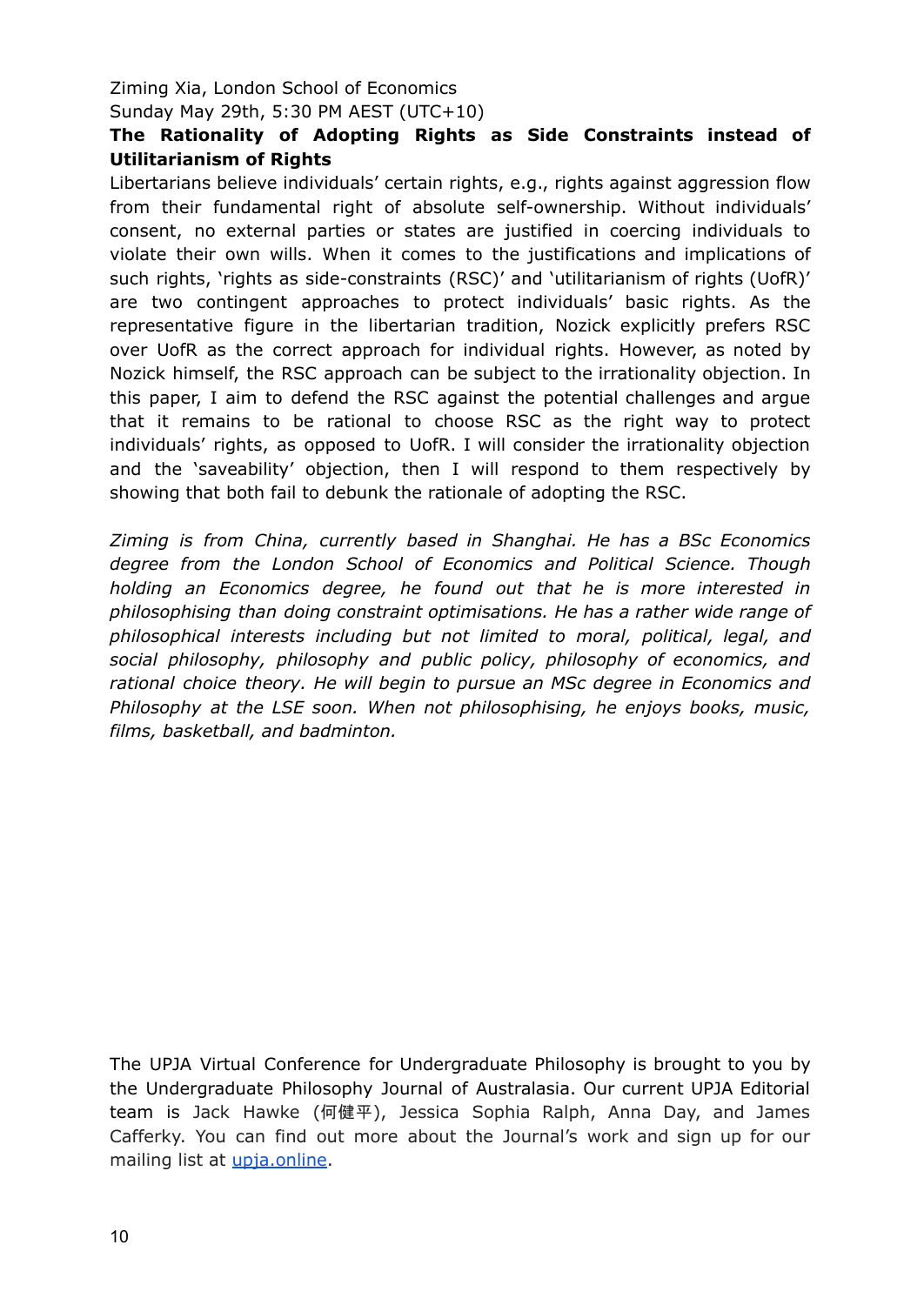Ziming Xia, London School of Economics
Sunday May 29th, 5:30 PM AEST (UTC+10)

**The Rationality of Adopting Rights as Side Constraints instead of Utilitarianism of Rights**

Libertarians believe individuals' certain rights, e.g., rights against aggression flow from their fundamental right of absolute self-ownership. Without individuals' consent, no external parties or states are justified in coercing individuals to violate their own wills. When it comes to the justifications and implications of such rights, 'rights as side-constraints (RSC)' and 'utilitarianism of rights (UofR)' are two contingent approaches to protect individuals' basic rights. As the representative figure in the libertarian tradition, Nozick explicitly prefers RSC over UofR as the correct approach for individual rights. However, as noted by Nozick himself, the RSC approach can be subject to the irrationality objection. In this paper, I aim to defend the RSC against the potential challenges and argue that it remains to be rational to choose RSC as the right way to protect individuals' rights, as opposed to UofR. I will consider the irrationality objection and the 'saveability' objection, then I will respond to them respectively by showing that both fail to debunk the rationale of adopting the RSC.

*Ziming is from China, currently based in Shanghai. He has a BSc Economics degree from the London School of Economics and Political Science. Though holding an Economics degree, he found out that he is more interested in philosophising than doing constraint optimisations. He has a rather wide range of philosophical interests including but not limited to moral, political, legal, and social philosophy, philosophy and public policy, philosophy of economics, and rational choice theory. He will begin to pursue an MSc degree in Economics and Philosophy at the LSE soon. When not philosophising, he enjoys books, music, films, basketball, and badminton.*

The UPJA Virtual Conference for Undergraduate Philosophy is brought to you by the Undergraduate Philosophy Journal of Australasia. Our current UPJA Editorial team is Jack Hawke (何健平), Jessica Sophia Ralph, Anna Day, and James Cafferky. You can find out more about the Journal's work and sign up for our mailing list at [upja.online](upja.online).